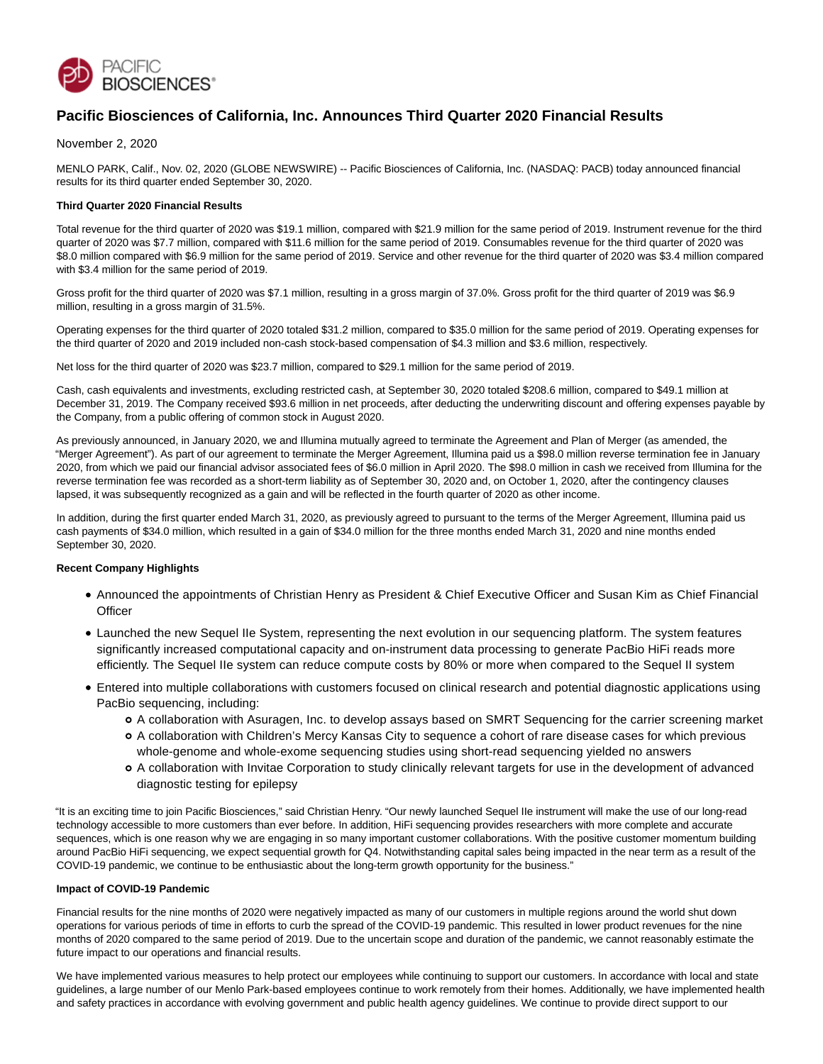# Pacific Biosciences of California, Inc. Announces Third Quarter 2020 Financial Results

November 2, 2020

MENLO PARK, Calif., Nov. 02, 2020 (GLOBE NEWSWIRE) -- Pacific Biosciences of California, Inc. (NASDAQ: PACB) today announced financial results for its third quarter ended September 30, 2020.

**Third Quarter 2020 Financial Results**

Total revenue for the third quarter of 2020 was $19.1 million, compared with $21.9 million for the same period of 2019. Instrument revenue for the third quarter of 2020 was $7.7 million, compared with $11.6 million for the same period of 2019. Consumables revenue for the third quarter of 2020 was $8.0 million compared with $6.9 million for the same period of 2019. Service and other revenue for the third quarter of 2020 was $3.4 million compared with $3.4 million for the same period of 2019.

Gross profit for the third quarter of 2020 was $7.1 million, resulting in a gross margin of 37.0%. Gross profit for the third quarter of 2019 was $6.9 million, resulting in a gross margin of 31.5%.

Operating expenses for the third quarter of 2020 totaled $31.2 million, compared to $35.0 million for the same period of 2019. Operating expenses for the third quarter of 2020 and 2019 included non-cash stock-based compensation of $4.3 million and $3.6 million, respectively.

Net loss for the third quarter of 2020 was $23.7 million, compared to $29.1 million for the same period of 2019.

Cash, cash equivalents and investments, excluding restricted cash, at September 30, 2020 totaled $208.6 million, compared to $49.1 million at December 31, 2019. The Company received $93.6 million in net proceeds, after deducting the underwriting discount and offering expenses payable by the Company, from a public offering of common stock in August 2020.

As previously announced, in January 2020, we and Illumina mutually agreed to terminate the Agreement and Plan of Merger (as amended, the "Merger Agreement"). As part of our agreement to terminate the Merger Agreement, Illumina paid us a $98.0 million reverse termination fee in January 2020, from which we paid our financial advisor associated fees of $6.0 million in April 2020. The $98.0 million in cash we received from Illumina for the reverse termination fee was recorded as a short-term liability as of September 30, 2020 and, on October 1, 2020, after the contingency clauses lapsed, it was subsequently recognized as a gain and will be reflected in the fourth quarter of 2020 as other income.

In addition, during the first quarter ended March 31, 2020, as previously agreed to pursuant to the terms of the Merger Agreement, Illumina paid us cash payments of $34.0 million, which resulted in a gain of $34.0 million for the three months ended March 31, 2020 and nine months ended September 30, 2020.

**Recent Company Highlights**

- Announced the appointments of Christian Henry as President & Chief Executive Officer and Susan Kim as Chief Financial Officer
- Launched the new Sequel IIe System, representing the next evolution in our sequencing platform. The system features significantly increased computational capacity and on-instrument data processing to generate PacBio HiFi reads more efficiently. The Sequel IIe system can reduce compute costs by 80% or more when compared to the Sequel II system
- Entered into multiple collaborations with customers focused on clinical research and potential diagnostic applications using PacBio sequencing, including:
  - A collaboration with Asuragen, Inc. to develop assays based on SMRT Sequencing for the carrier screening market
  - A collaboration with Children's Mercy Kansas City to sequence a cohort of rare disease cases for which previous whole-genome and whole-exome sequencing studies using short-read sequencing yielded no answers
  - A collaboration with Invitae Corporation to study clinically relevant targets for use in the development of advanced diagnostic testing for epilepsy

"It is an exciting time to join Pacific Biosciences," said Christian Henry. "Our newly launched Sequel IIe instrument will make the use of our long-read technology accessible to more customers than ever before. In addition, HiFi sequencing provides researchers with more complete and accurate sequences, which is one reason why we are engaging in so many important customer collaborations. With the positive customer momentum building around PacBio HiFi sequencing, we expect sequential growth for Q4. Notwithstanding capital sales being impacted in the near term as a result of the COVID-19 pandemic, we continue to be enthusiastic about the long-term growth opportunity for the business."

**Impact of COVID-19 Pandemic**

Financial results for the nine months of 2020 were negatively impacted as many of our customers in multiple regions around the world shut down operations for various periods of time in efforts to curb the spread of the COVID-19 pandemic. This resulted in lower product revenues for the nine months of 2020 compared to the same period of 2019. Due to the uncertain scope and duration of the pandemic, we cannot reasonably estimate the future impact to our operations and financial results.

We have implemented various measures to help protect our employees while continuing to support our customers. In accordance with local and state guidelines, a large number of our Menlo Park-based employees continue to work remotely from their homes. Additionally, we have implemented health and safety practices in accordance with evolving government and public health agency guidelines. We continue to provide direct support to our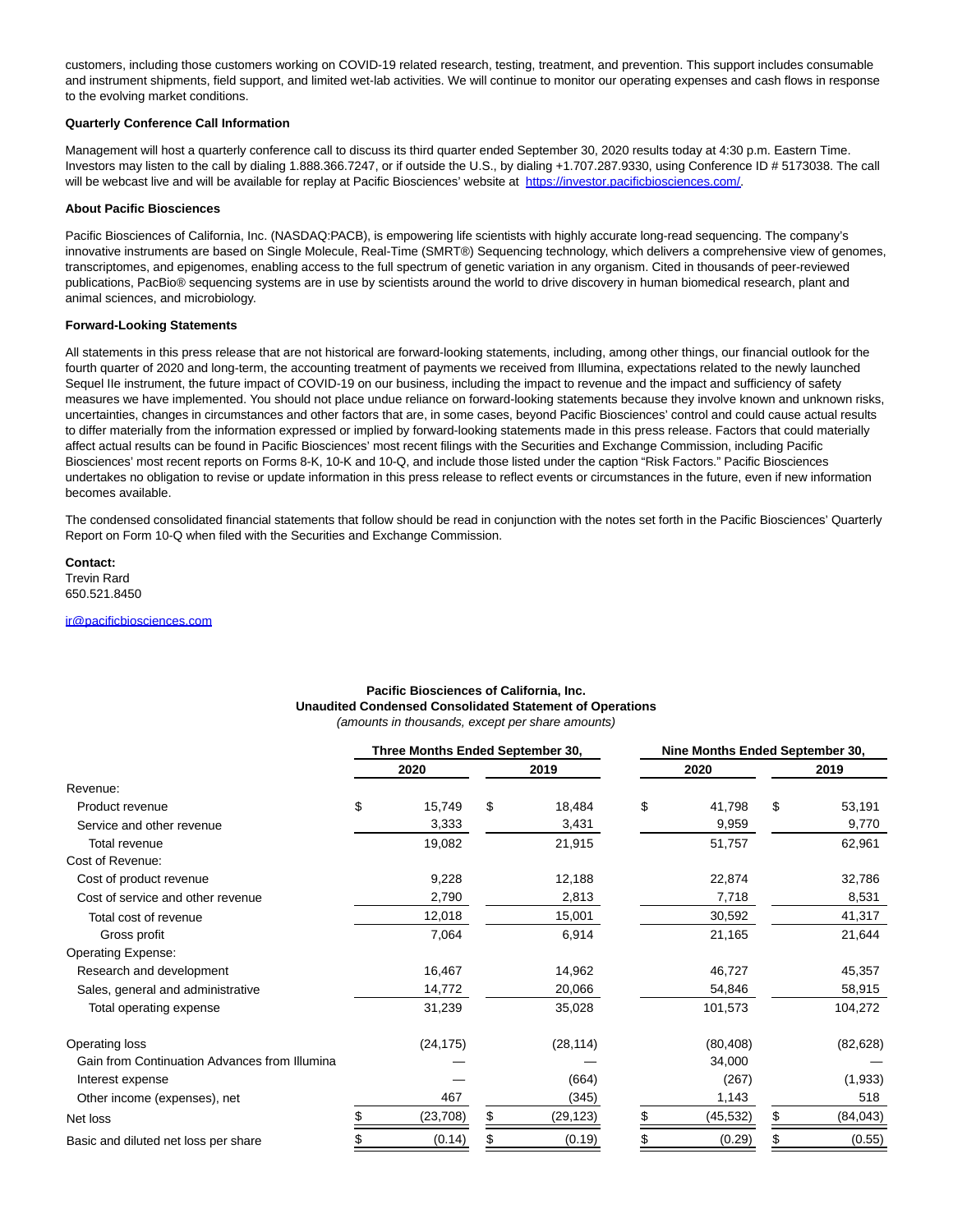customers, including those customers working on COVID-19 related research, testing, treatment, and prevention. This support includes consumable and instrument shipments, field support, and limited wet-lab activities. We will continue to monitor our operating expenses and cash flows in response to the evolving market conditions.

**Quarterly Conference Call Information**

Management will host a quarterly conference call to discuss its third quarter ended September 30, 2020 results today at 4:30 p.m. Eastern Time. Investors may listen to the call by dialing 1.888.366.7247, or if outside the U.S., by dialing +1.707.287.9330, using Conference ID # 5173038. The call will be webcast live and will be available for replay at Pacific Biosciences' website at https://investor.pacificbiosciences.com/.

**About Pacific Biosciences**

Pacific Biosciences of California, Inc. (NASDAQ:PACB), is empowering life scientists with highly accurate long-read sequencing. The company's innovative instruments are based on Single Molecule, Real-Time (SMRT®) Sequencing technology, which delivers a comprehensive view of genomes, transcriptomes, and epigenomes, enabling access to the full spectrum of genetic variation in any organism. Cited in thousands of peer-reviewed publications, PacBio® sequencing systems are in use by scientists around the world to drive discovery in human biomedical research, plant and animal sciences, and microbiology.

**Forward-Looking Statements**

All statements in this press release that are not historical are forward-looking statements, including, among other things, our financial outlook for the fourth quarter of 2020 and long-term, the accounting treatment of payments we received from Illumina, expectations related to the newly launched Sequel IIe instrument, the future impact of COVID-19 on our business, including the impact to revenue and the impact and sufficiency of safety measures we have implemented. You should not place undue reliance on forward-looking statements because they involve known and unknown risks, uncertainties, changes in circumstances and other factors that are, in some cases, beyond Pacific Biosciences' control and could cause actual results to differ materially from the information expressed or implied by forward-looking statements made in this press release. Factors that could materially affect actual results can be found in Pacific Biosciences' most recent filings with the Securities and Exchange Commission, including Pacific Biosciences' most recent reports on Forms 8-K, 10-K and 10-Q, and include those listed under the caption "Risk Factors." Pacific Biosciences undertakes no obligation to revise or update information in this press release to reflect events or circumstances in the future, even if new information becomes available.

The condensed consolidated financial statements that follow should be read in conjunction with the notes set forth in the Pacific Biosciences' Quarterly Report on Form 10-Q when filed with the Securities and Exchange Commission.

**Contact:**
Trevin Rard
650.521.8450

ir@pacificbiosciences.com

**Pacific Biosciences of California, Inc.**
**Unaudited Condensed Consolidated Statement of Operations**
*(amounts in thousands, except per share amounts)*

| | Three Months Ended September 30, | | Nine Months Ended September 30, | |
|---|---|---|---|---|
| | 2020 | 2019 | 2020 | 2019 |
| Revenue: | | | | |
| Product revenue | $ 15,749 | $ 18,484 | $ 41,798 | $ 53,191 |
| Service and other revenue | 3,333 | 3,431 | 9,959 | 9,770 |
| Total revenue | 19,082 | 21,915 | 51,757 | 62,961 |
| Cost of Revenue: | | | | |
| Cost of product revenue | 9,228 | 12,188 | 22,874 | 32,786 |
| Cost of service and other revenue | 2,790 | 2,813 | 7,718 | 8,531 |
| Total cost of revenue | 12,018 | 15,001 | 30,592 | 41,317 |
| Gross profit | 7,064 | 6,914 | 21,165 | 21,644 |
| Operating Expense: | | | | |
| Research and development | 16,467 | 14,962 | 46,727 | 45,357 |
| Sales, general and administrative | 14,772 | 20,066 | 54,846 | 58,915 |
| Total operating expense | 31,239 | 35,028 | 101,573 | 104,272 |
| Operating loss | (24,175) | (28,114) | (80,408) | (82,628) |
| Gain from Continuation Advances from Illumina | — | — | 34,000 | — |
| Interest expense | — | (664) | (267) | (1,933) |
| Other income (expenses), net | 467 | (345) | 1,143 | 518 |
| Net loss | $ (23,708) | $ (29,123) | $ (45,532) | $ (84,043) |
| Basic and diluted net loss per share | $ (0.14) | $ (0.19) | $ (0.29) | $ (0.55) |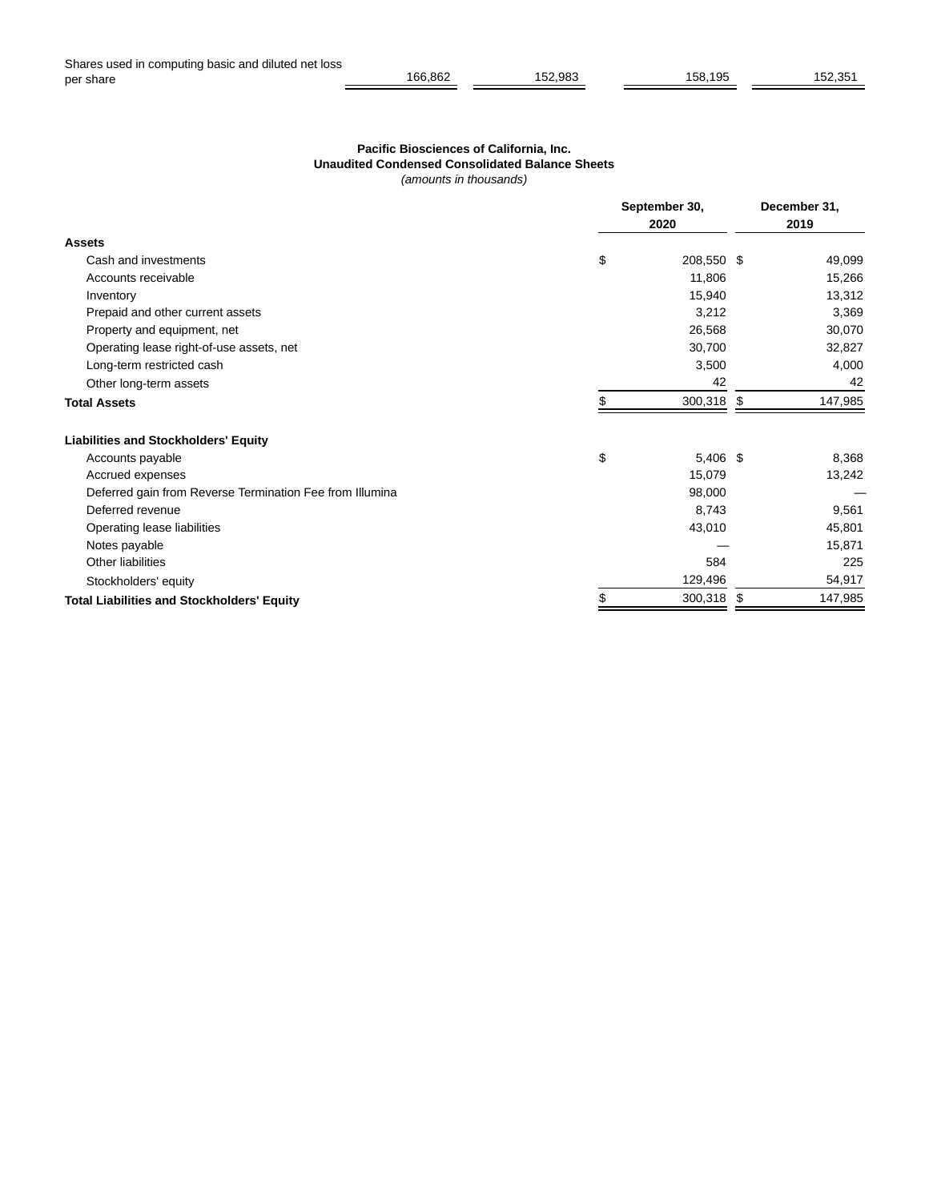| | | | | |
|---|---|---|---|---|
| Shares used in computing basic and diluted net loss per share | 166,862 | 152,983 | 158,195 | 152,351 |

**Pacific Biosciences of California, Inc.**
**Unaudited Condensed Consolidated Balance Sheets**
*(amounts in thousands)*

| | September 30, 2020 | December 31, 2019 |
|---|---|---|
| **Assets** | | |
| Cash and investments | $ 208,550 | $ 49,099 |
| Accounts receivable | 11,806 | 15,266 |
| Inventory | 15,940 | 13,312 |
| Prepaid and other current assets | 3,212 | 3,369 |
| Property and equipment, net | 26,568 | 30,070 |
| Operating lease right-of-use assets, net | 30,700 | 32,827 |
| Long-term restricted cash | 3,500 | 4,000 |
| Other long-term assets | 42 | 42 |
| **Total Assets** | $ 300,318 | $ 147,985 |
| | | |
| **Liabilities and Stockholders' Equity** | | |
| Accounts payable | $ 5,406 | $ 8,368 |
| Accrued expenses | 15,079 | 13,242 |
| Deferred gain from Reverse Termination Fee from Illumina | 98,000 | — |
| Deferred revenue | 8,743 | 9,561 |
| Operating lease liabilities | 43,010 | 45,801 |
| Notes payable | — | 15,871 |
| Other liabilities | 584 | 225 |
| Stockholders' equity | 129,496 | 54,917 |
| **Total Liabilities and Stockholders' Equity** | $ 300,318 | $ 147,985 |